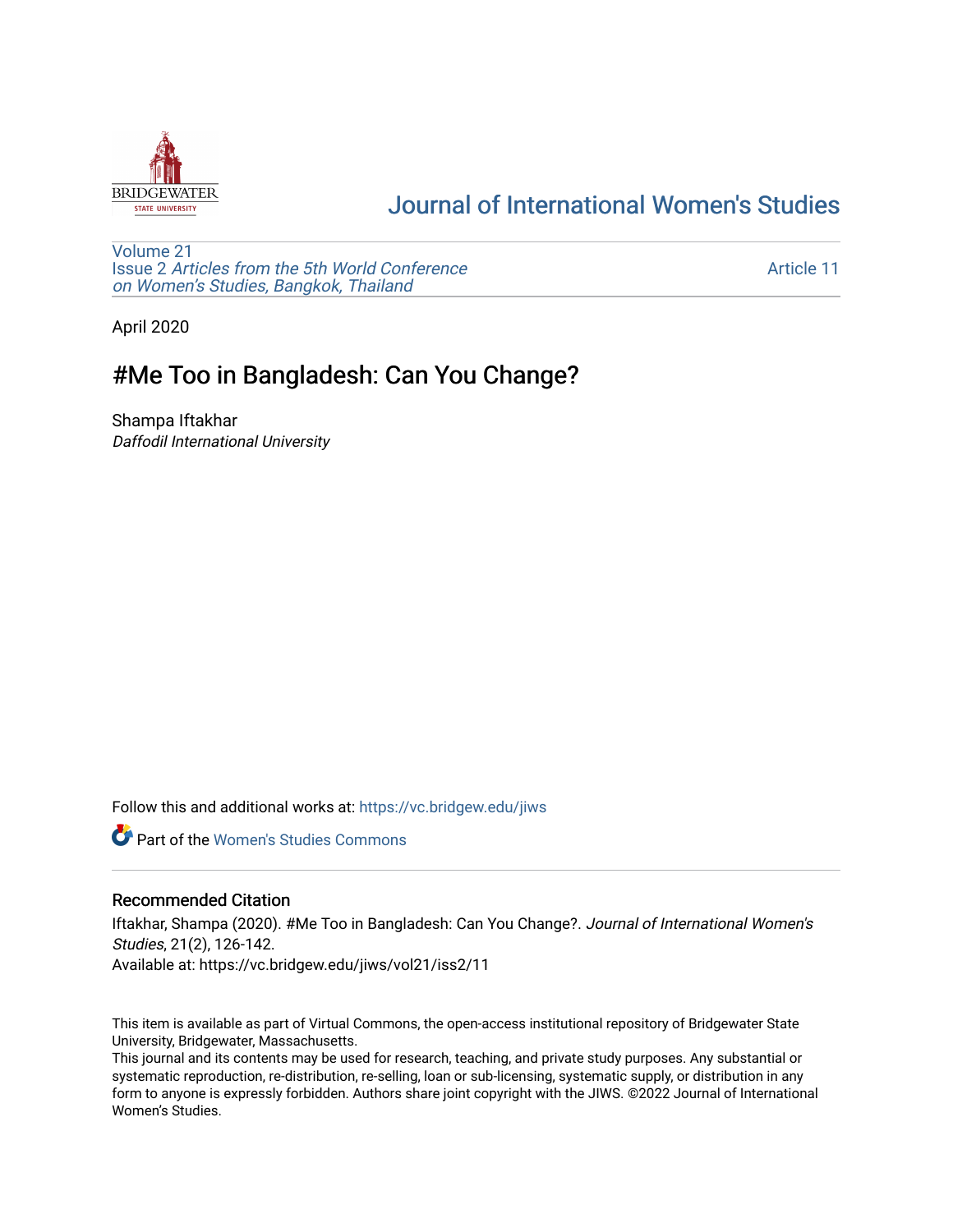Journal of International Women's Studies

Volume 21
Issue 2 *Articles from the 5th World Conference on Women's Studies, Bangkok, Thailand*

Article 11

April 2020

# #Me Too in Bangladesh: Can You Change?

Shampa Iftakhar
*Daffodil International University*

Follow this and additional works at: https://vc.bridgew.edu/jiws

Part of the Women's Studies Commons

## Recommended Citation

Iftakhar, Shampa (2020). #Me Too in Bangladesh: Can You Change?. *Journal of International Women's Studies*, 21(2), 126-142.
Available at: https://vc.bridgew.edu/jiws/vol21/iss2/11

This item is available as part of Virtual Commons, the open-access institutional repository of Bridgewater State University, Bridgewater, Massachusetts.
This journal and its contents may be used for research, teaching, and private study purposes. Any substantial or systematic reproduction, re-distribution, re-selling, loan or sub-licensing, systematic supply, or distribution in any form to anyone is expressly forbidden. Authors share joint copyright with the JIWS. ©2022 Journal of International Women's Studies.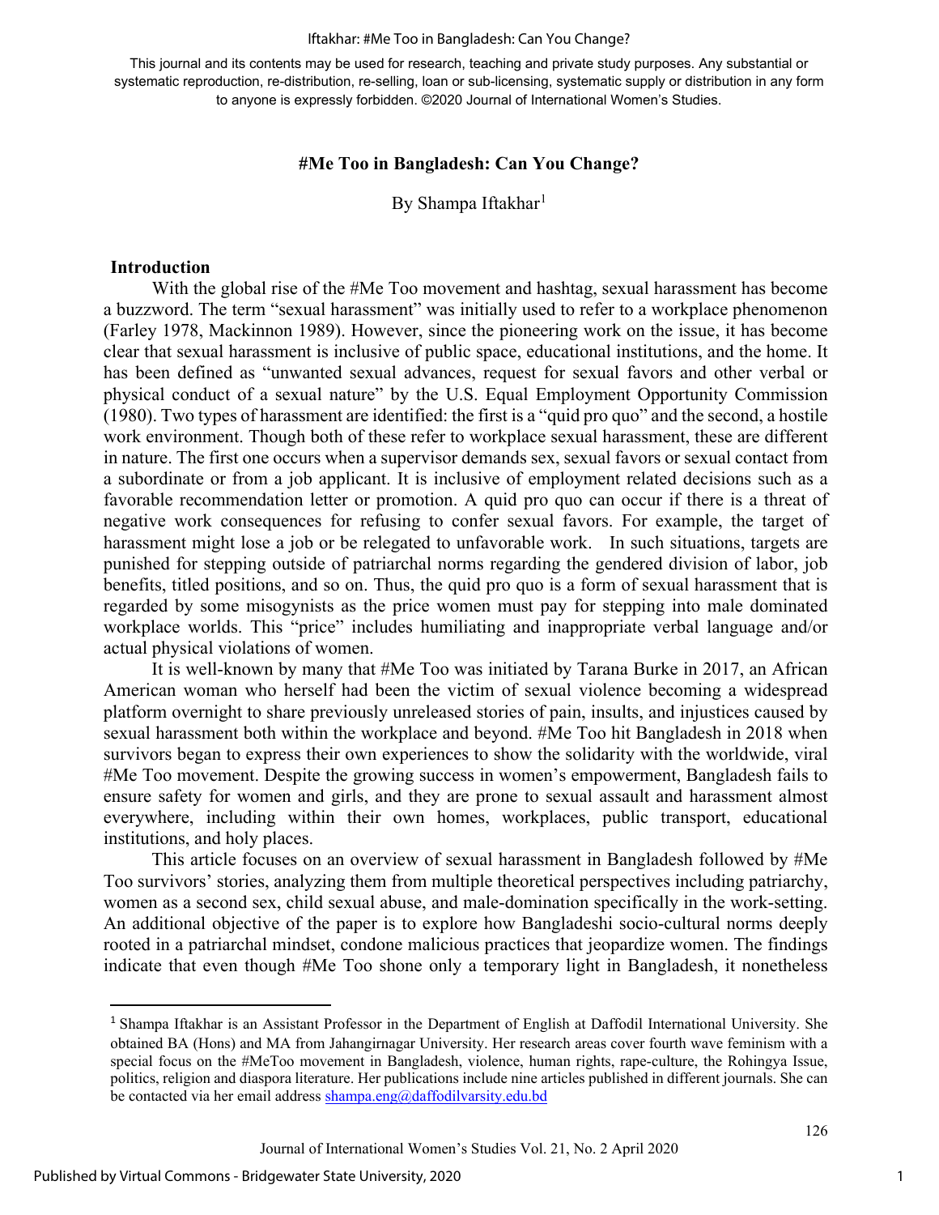# #Me Too in Bangladesh: Can You Change?

By Shampa Iftakhar[1]

## Introduction

With the global rise of the #Me Too movement and hashtag, sexual harassment has become a buzzword. The term "sexual harassment" was initially used to refer to a workplace phenomenon (Farley 1978, Mackinnon 1989). However, since the pioneering work on the issue, it has become clear that sexual harassment is inclusive of public space, educational institutions, and the home. It has been defined as "unwanted sexual advances, request for sexual favors and other verbal or physical conduct of a sexual nature" by the U.S. Equal Employment Opportunity Commission (1980). Two types of harassment are identified: the first is a "quid pro quo" and the second, a hostile work environment. Though both of these refer to workplace sexual harassment, these are different in nature. The first one occurs when a supervisor demands sex, sexual favors or sexual contact from a subordinate or from a job applicant. It is inclusive of employment related decisions such as a favorable recommendation letter or promotion. A quid pro quo can occur if there is a threat of negative work consequences for refusing to confer sexual favors. For example, the target of harassment might lose a job or be relegated to unfavorable work. In such situations, targets are punished for stepping outside of patriarchal norms regarding the gendered division of labor, job benefits, titled positions, and so on. Thus, the quid pro quo is a form of sexual harassment that is regarded by some misogynists as the price women must pay for stepping into male dominated workplace worlds. This "price" includes humiliating and inappropriate verbal language and/or actual physical violations of women.

It is well-known by many that #Me Too was initiated by Tarana Burke in 2017, an African American woman who herself had been the victim of sexual violence becoming a widespread platform overnight to share previously unreleased stories of pain, insults, and injustices caused by sexual harassment both within the workplace and beyond. #Me Too hit Bangladesh in 2018 when survivors began to express their own experiences to show the solidarity with the worldwide, viral #Me Too movement. Despite the growing success in women's empowerment, Bangladesh fails to ensure safety for women and girls, and they are prone to sexual assault and harassment almost everywhere, including within their own homes, workplaces, public transport, educational institutions, and holy places.

This article focuses on an overview of sexual harassment in Bangladesh followed by #Me Too survivors' stories, analyzing them from multiple theoretical perspectives including patriarchy, women as a second sex, child sexual abuse, and male-domination specifically in the work-setting. An additional objective of the paper is to explore how Bangladeshi socio-cultural norms deeply rooted in a patriarchal mindset, condone malicious practices that jeopardize women. The findings indicate that even though #Me Too shone only a temporary light in Bangladesh, it nonetheless

---

[1] Shampa Iftakhar is an Assistant Professor in the Department of English at Daffodil International University. She obtained BA (Hons) and MA from Jahangirnagar University. Her research areas cover fourth wave feminism with a special focus on the #MeToo movement in Bangladesh, violence, human rights, rape-culture, the Rohingya Issue, politics, religion and diaspora literature. Her publications include nine articles published in different journals. She can be contacted via her email address shampa.eng@daffodilvarsity.edu.bd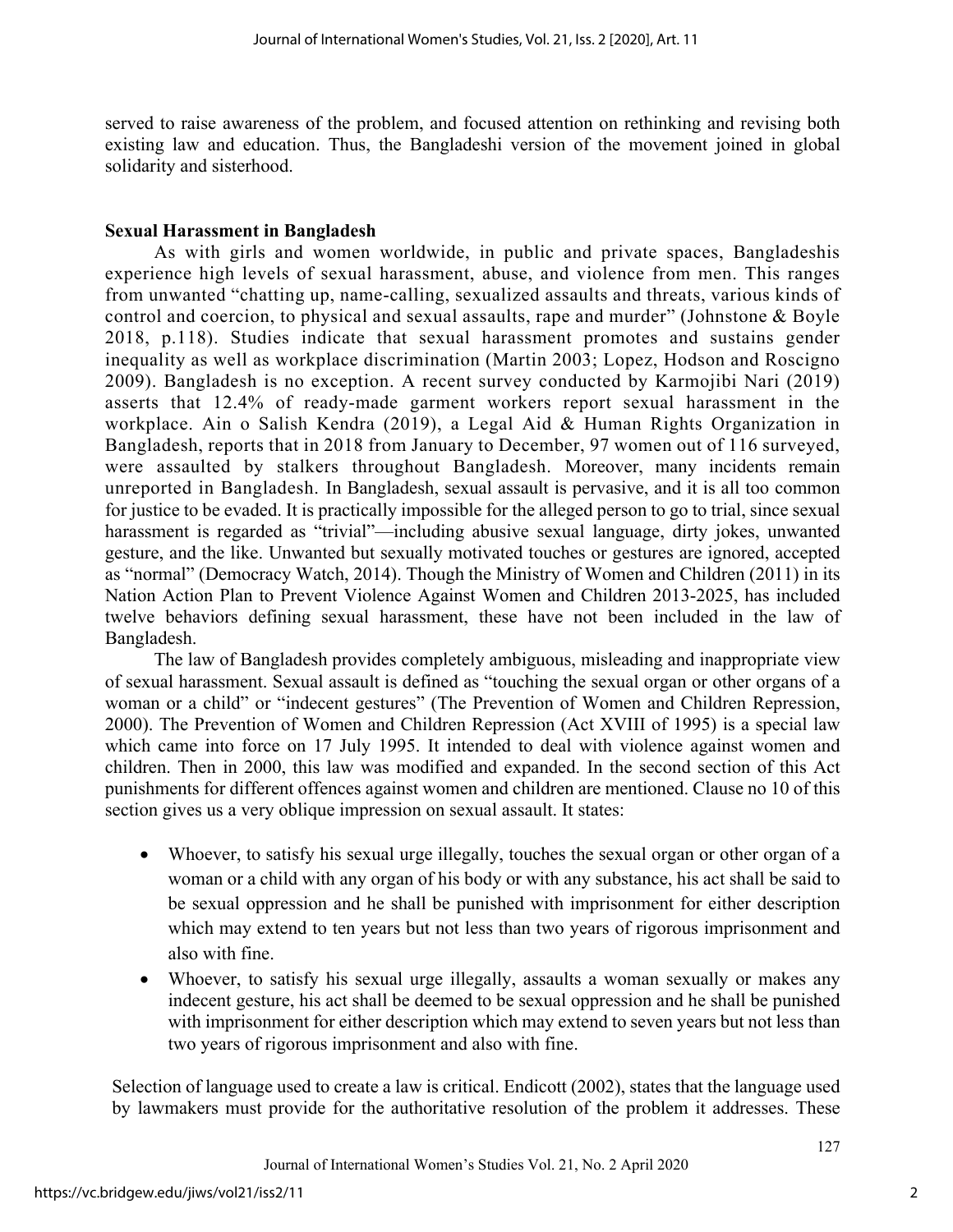served to raise awareness of the problem, and focused attention on rethinking and revising both existing law and education. Thus, the Bangladeshi version of the movement joined in global solidarity and sisterhood.

## Sexual Harassment in Bangladesh

As with girls and women worldwide, in public and private spaces, Bangladeshis experience high levels of sexual harassment, abuse, and violence from men. This ranges from unwanted "chatting up, name-calling, sexualized assaults and threats, various kinds of control and coercion, to physical and sexual assaults, rape and murder" (Johnstone & Boyle 2018, p.118). Studies indicate that sexual harassment promotes and sustains gender inequality as well as workplace discrimination (Martin 2003; Lopez, Hodson and Roscigno 2009). Bangladesh is no exception. A recent survey conducted by Karmojibi Nari (2019) asserts that 12.4% of ready-made garment workers report sexual harassment in the workplace. Ain o Salish Kendra (2019), a Legal Aid & Human Rights Organization in Bangladesh, reports that in 2018 from January to December, 97 women out of 116 surveyed, were assaulted by stalkers throughout Bangladesh. Moreover, many incidents remain unreported in Bangladesh. In Bangladesh, sexual assault is pervasive, and it is all too common for justice to be evaded. It is practically impossible for the alleged person to go to trial, since sexual harassment is regarded as "trivial"—including abusive sexual language, dirty jokes, unwanted gesture, and the like. Unwanted but sexually motivated touches or gestures are ignored, accepted as "normal" (Democracy Watch, 2014). Though the Ministry of Women and Children (2011) in its Nation Action Plan to Prevent Violence Against Women and Children 2013-2025, has included twelve behaviors defining sexual harassment, these have not been included in the law of Bangladesh.

The law of Bangladesh provides completely ambiguous, misleading and inappropriate view of sexual harassment. Sexual assault is defined as "touching the sexual organ or other organs of a woman or a child" or "indecent gestures" (The Prevention of Women and Children Repression, 2000). The Prevention of Women and Children Repression (Act XVIII of 1995) is a special law which came into force on 17 July 1995. It intended to deal with violence against women and children. Then in 2000, this law was modified and expanded. In the second section of this Act punishments for different offences against women and children are mentioned. Clause no 10 of this section gives us a very oblique impression on sexual assault. It states:

- Whoever, to satisfy his sexual urge illegally, touches the sexual organ or other organ of a woman or a child with any organ of his body or with any substance, his act shall be said to be sexual oppression and he shall be punished with imprisonment for either description which may extend to ten years but not less than two years of rigorous imprisonment and also with fine.
- Whoever, to satisfy his sexual urge illegally, assaults a woman sexually or makes any indecent gesture, his act shall be deemed to be sexual oppression and he shall be punished with imprisonment for either description which may extend to seven years but not less than two years of rigorous imprisonment and also with fine.

Selection of language used to create a law is critical. Endicott (2002), states that the language used by lawmakers must provide for the authoritative resolution of the problem it addresses. These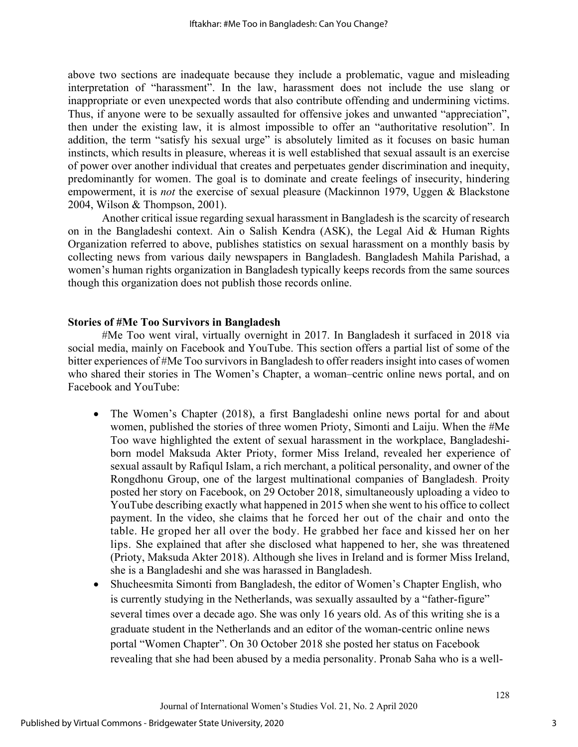above two sections are inadequate because they include a problematic, vague and misleading interpretation of "harassment". In the law, harassment does not include the use slang or inappropriate or even unexpected words that also contribute offending and undermining victims. Thus, if anyone were to be sexually assaulted for offensive jokes and unwanted "appreciation", then under the existing law, it is almost impossible to offer an "authoritative resolution". In addition, the term "satisfy his sexual urge" is absolutely limited as it focuses on basic human instincts, which results in pleasure, whereas it is well established that sexual assault is an exercise of power over another individual that creates and perpetuates gender discrimination and inequity, predominantly for women. The goal is to dominate and create feelings of insecurity, hindering empowerment, it is *not* the exercise of sexual pleasure (Mackinnon 1979, Uggen & Blackstone 2004, Wilson & Thompson, 2001).

Another critical issue regarding sexual harassment in Bangladesh is the scarcity of research on in the Bangladeshi context. Ain o Salish Kendra (ASK), the Legal Aid & Human Rights Organization referred to above, publishes statistics on sexual harassment on a monthly basis by collecting news from various daily newspapers in Bangladesh. Bangladesh Mahila Parishad, a women's human rights organization in Bangladesh typically keeps records from the same sources though this organization does not publish those records online.

## Stories of #Me Too Survivors in Bangladesh

#Me Too went viral, virtually overnight in 2017. In Bangladesh it surfaced in 2018 via social media, mainly on Facebook and YouTube. This section offers a partial list of some of the bitter experiences of #Me Too survivors in Bangladesh to offer readers insight into cases of women who shared their stories in The Women's Chapter, a woman–centric online news portal, and on Facebook and YouTube:

- The Women's Chapter (2018), a first Bangladeshi online news portal for and about women, published the stories of three women Prioty, Simonti and Laiju. When the #Me Too wave highlighted the extent of sexual harassment in the workplace, Bangladeshi-born model Maksuda Akter Prioty, former Miss Ireland, revealed her experience of sexual assault by Rafiqul Islam, a rich merchant, a political personality, and owner of the Rongdhonu Group, one of the largest multinational companies of Bangladesh. Proity posted her story on Facebook, on 29 October 2018, simultaneously uploading a video to YouTube describing exactly what happened in 2015 when she went to his office to collect payment. In the video, she claims that he forced her out of the chair and onto the table. He groped her all over the body. He grabbed her face and kissed her on her lips. She explained that after she disclosed what happened to her, she was threatened (Prioty, Maksuda Akter 2018). Although she lives in Ireland and is former Miss Ireland, she is a Bangladeshi and she was harassed in Bangladesh.
- Shucheesmita Simonti from Bangladesh, the editor of Women's Chapter English, who is currently studying in the Netherlands, was sexually assaulted by a "father-figure" several times over a decade ago. She was only 16 years old. As of this writing she is a graduate student in the Netherlands and an editor of the woman-centric online news portal "Women Chapter". On 30 October 2018 she posted her status on Facebook revealing that she had been abused by a media personality. Pronab Saha who is a well-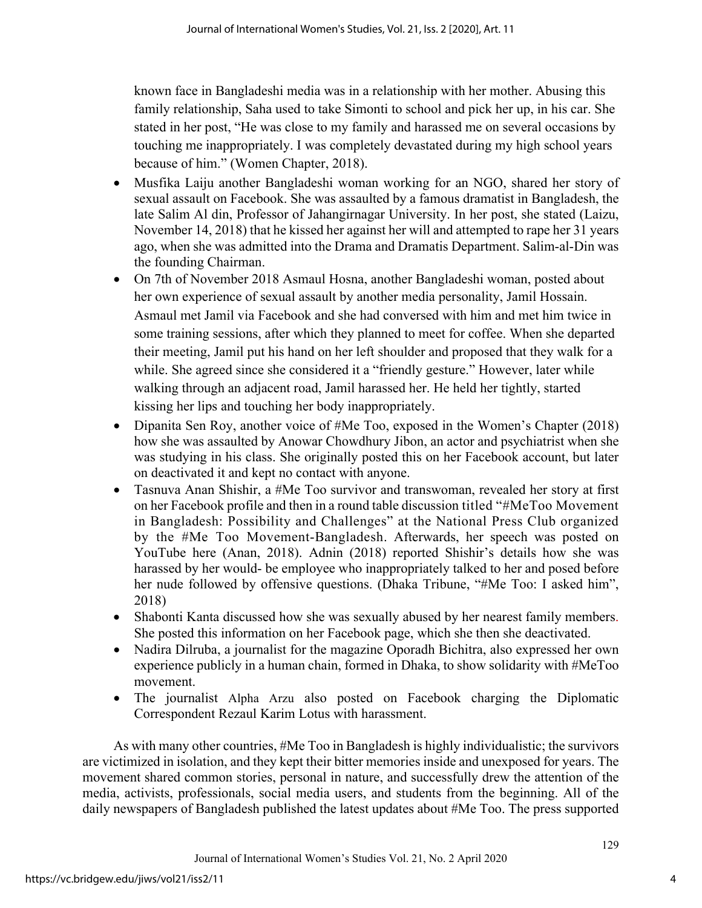known face in Bangladeshi media was in a relationship with her mother. Abusing this family relationship, Saha used to take Simonti to school and pick her up, in his car. She stated in her post, "He was close to my family and harassed me on several occasions by touching me inappropriately. I was completely devastated during my high school years because of him." (Women Chapter, 2018).

- Musfika Laiju another Bangladeshi woman working for an NGO, shared her story of sexual assault on Facebook. She was assaulted by a famous dramatist in Bangladesh, the late Salim Al din, Professor of Jahangirnagar University. In her post, she stated (Laizu, November 14, 2018) that he kissed her against her will and attempted to rape her 31 years ago, when she was admitted into the Drama and Dramatis Department. Salim-al-Din was the founding Chairman.
- On 7th of November 2018 Asmaul Hosna, another Bangladeshi woman, posted about her own experience of sexual assault by another media personality, Jamil Hossain. Asmaul met Jamil via Facebook and she had conversed with him and met him twice in some training sessions, after which they planned to meet for coffee. When she departed their meeting, Jamil put his hand on her left shoulder and proposed that they walk for a while. She agreed since she considered it a "friendly gesture." However, later while walking through an adjacent road, Jamil harassed her. He held her tightly, started kissing her lips and touching her body inappropriately.
- Dipanita Sen Roy, another voice of #Me Too, exposed in the Women's Chapter (2018) how she was assaulted by Anowar Chowdhury Jibon, an actor and psychiatrist when she was studying in his class. She originally posted this on her Facebook account, but later on deactivated it and kept no contact with anyone.
- Tasnuva Anan Shishir, a #Me Too survivor and transwoman, revealed her story at first on her Facebook profile and then in a round table discussion titled "#MeToo Movement in Bangladesh: Possibility and Challenges" at the National Press Club organized by the #Me Too Movement-Bangladesh. Afterwards, her speech was posted on YouTube here (Anan, 2018). Adnin (2018) reported Shishir's details how she was harassed by her would- be employee who inappropriately talked to her and posed before her nude followed by offensive questions. (Dhaka Tribune, "#Me Too: I asked him", 2018)
- Shabonti Kanta discussed how she was sexually abused by her nearest family members. She posted this information on her Facebook page, which she then she deactivated.
- Nadira Dilruba, a journalist for the magazine Oporadh Bichitra, also expressed her own experience publicly in a human chain, formed in Dhaka, to show solidarity with #MeToo movement.
- The journalist Alpha Arzu also posted on Facebook charging the Diplomatic Correspondent Rezaul Karim Lotus with harassment.

As with many other countries, #Me Too in Bangladesh is highly individualistic; the survivors are victimized in isolation, and they kept their bitter memories inside and unexposed for years. The movement shared common stories, personal in nature, and successfully drew the attention of the media, activists, professionals, social media users, and students from the beginning. All of the daily newspapers of Bangladesh published the latest updates about #Me Too. The press supported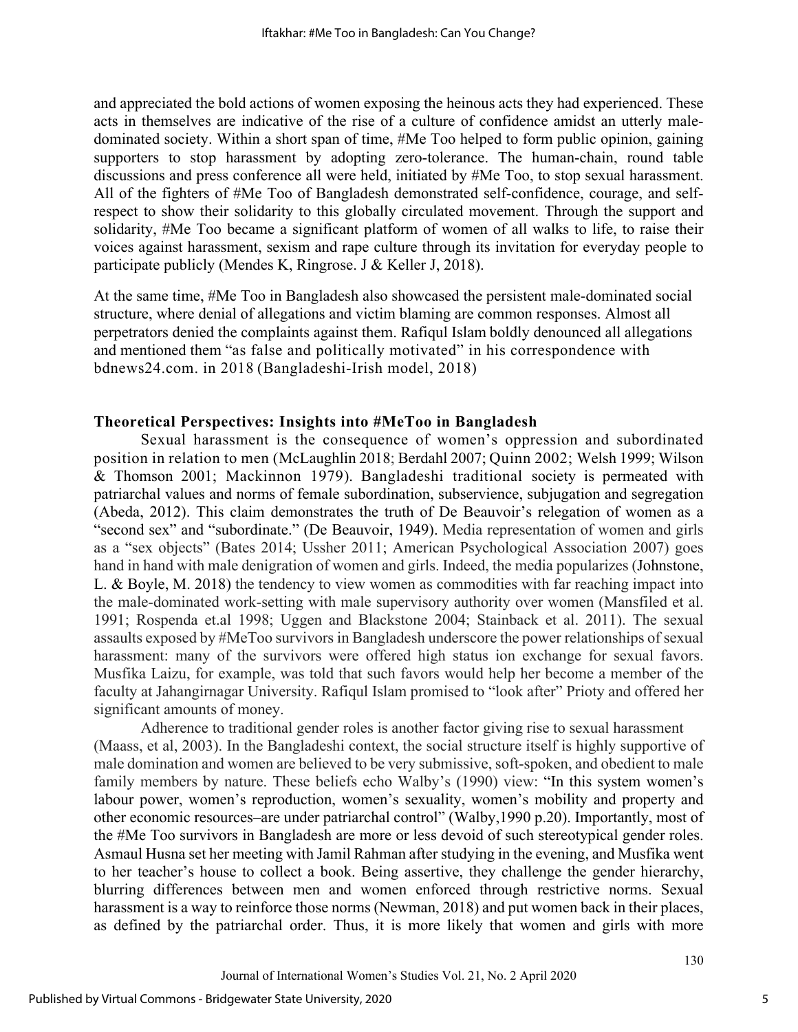and appreciated the bold actions of women exposing the heinous acts they had experienced. These acts in themselves are indicative of the rise of a culture of confidence amidst an utterly male-dominated society. Within a short span of time, #Me Too helped to form public opinion, gaining supporters to stop harassment by adopting zero-tolerance. The human-chain, round table discussions and press conference all were held, initiated by #Me Too, to stop sexual harassment. All of the fighters of #Me Too of Bangladesh demonstrated self-confidence, courage, and self-respect to show their solidarity to this globally circulated movement. Through the support and solidarity, #Me Too became a significant platform of women of all walks to life, to raise their voices against harassment, sexism and rape culture through its invitation for everyday people to participate publicly (Mendes K, Ringrose. J & Keller J, 2018).

At the same time, #Me Too in Bangladesh also showcased the persistent male-dominated social structure, where denial of allegations and victim blaming are common responses. Almost all perpetrators denied the complaints against them. Rafiqul Islam boldly denounced all allegations and mentioned them "as false and politically motivated" in his correspondence with bdnews24.com. in 2018 (Bangladeshi-Irish model, 2018)

## Theoretical Perspectives: Insights into #MeToo in Bangladesh

Sexual harassment is the consequence of women's oppression and subordinated position in relation to men (McLaughlin 2018; Berdahl 2007; Quinn 2002; Welsh 1999; Wilson & Thomson 2001; Mackinnon 1979). Bangladeshi traditional society is permeated with patriarchal values and norms of female subordination, subservience, subjugation and segregation (Abeda, 2012). This claim demonstrates the truth of De Beauvoir's relegation of women as a "second sex" and "subordinate." (De Beauvoir, 1949). Media representation of women and girls as a "sex objects" (Bates 2014; Ussher 2011; American Psychological Association 2007) goes hand in hand with male denigration of women and girls. Indeed, the media popularizes (Johnstone, L. & Boyle, M. 2018) the tendency to view women as commodities with far reaching impact into the male-dominated work-setting with male supervisory authority over women (Mansfiled et al. 1991; Rospenda et.al 1998; Uggen and Blackstone 2004; Stainback et al. 2011). The sexual assaults exposed by #MeToo survivors in Bangladesh underscore the power relationships of sexual harassment: many of the survivors were offered high status ion exchange for sexual favors. Musfika Laizu, for example, was told that such favors would help her become a member of the faculty at Jahangirnagar University. Rafiqul Islam promised to "look after" Prioty and offered her significant amounts of money.

Adherence to traditional gender roles is another factor giving rise to sexual harassment (Maass, et al, 2003). In the Bangladeshi context, the social structure itself is highly supportive of male domination and women are believed to be very submissive, soft-spoken, and obedient to male family members by nature. These beliefs echo Walby's (1990) view: "In this system women's labour power, women's reproduction, women's sexuality, women's mobility and property and other economic resources–are under patriarchal control" (Walby,1990 p.20). Importantly, most of the #Me Too survivors in Bangladesh are more or less devoid of such stereotypical gender roles. Asmaul Husna set her meeting with Jamil Rahman after studying in the evening, and Musfika went to her teacher's house to collect a book. Being assertive, they challenge the gender hierarchy, blurring differences between men and women enforced through restrictive norms. Sexual harassment is a way to reinforce those norms (Newman, 2018) and put women back in their places, as defined by the patriarchal order. Thus, it is more likely that women and girls with more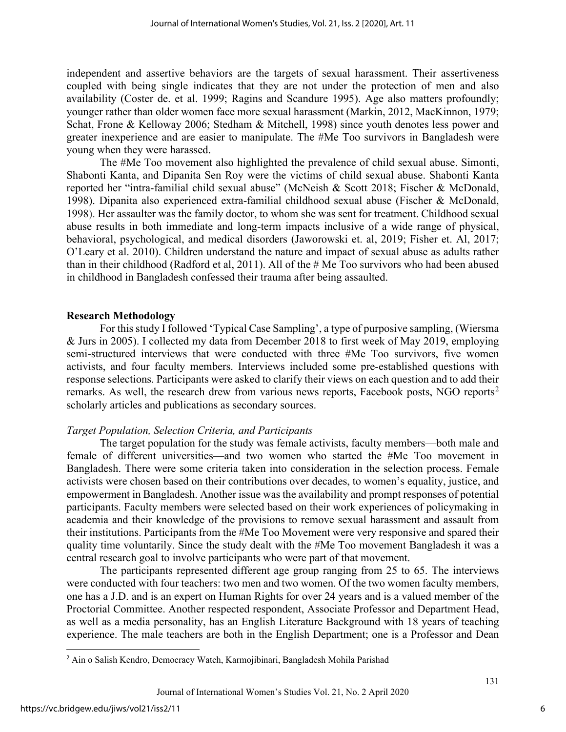independent and assertive behaviors are the targets of sexual harassment. Their assertiveness coupled with being single indicates that they are not under the protection of men and also availability (Coster de. et al. 1999; Ragins and Scandure 1995). Age also matters profoundly; younger rather than older women face more sexual harassment (Markin, 2012, MacKinnon, 1979; Schat, Frone & Kelloway 2006; Stedham & Mitchell, 1998) since youth denotes less power and greater inexperience and are easier to manipulate. The #Me Too survivors in Bangladesh were young when they were harassed.

The #Me Too movement also highlighted the prevalence of child sexual abuse. Simonti, Shabonti Kanta, and Dipanita Sen Roy were the victims of child sexual abuse. Shabonti Kanta reported her "intra-familial child sexual abuse" (McNeish & Scott 2018; Fischer & McDonald, 1998). Dipanita also experienced extra-familial childhood sexual abuse (Fischer & McDonald, 1998). Her assaulter was the family doctor, to whom she was sent for treatment. Childhood sexual abuse results in both immediate and long-term impacts inclusive of a wide range of physical, behavioral, psychological, and medical disorders (Jaworowski et. al, 2019; Fisher et. Al, 2017; O'Leary et al. 2010). Children understand the nature and impact of sexual abuse as adults rather than in their childhood (Radford et al, 2011). All of the # Me Too survivors who had been abused in childhood in Bangladesh confessed their trauma after being assaulted.

## Research Methodology

For this study I followed 'Typical Case Sampling', a type of purposive sampling, (Wiersma & Jurs in 2005). I collected my data from December 2018 to first week of May 2019, employing semi-structured interviews that were conducted with three #Me Too survivors, five women activists, and four faculty members. Interviews included some pre-established questions with response selections. Participants were asked to clarify their views on each question and to add their remarks. As well, the research drew from various news reports, Facebook posts, NGO reports[2] scholarly articles and publications as secondary sources.

### *Target Population, Selection Criteria, and Participants*

The target population for the study was female activists, faculty members—both male and female of different universities—and two women who started the #Me Too movement in Bangladesh. There were some criteria taken into consideration in the selection process. Female activists were chosen based on their contributions over decades, to women's equality, justice, and empowerment in Bangladesh. Another issue was the availability and prompt responses of potential participants. Faculty members were selected based on their work experiences of policymaking in academia and their knowledge of the provisions to remove sexual harassment and assault from their institutions. Participants from the #Me Too Movement were very responsive and spared their quality time voluntarily. Since the study dealt with the #Me Too movement Bangladesh it was a central research goal to involve participants who were part of that movement.

The participants represented different age group ranging from 25 to 65. The interviews were conducted with four teachers: two men and two women. Of the two women faculty members, one has a J.D. and is an expert on Human Rights for over 24 years and is a valued member of the Proctorial Committee. Another respected respondent, Associate Professor and Department Head, as well as a media personality, has an English Literature Background with 18 years of teaching experience. The male teachers are both in the English Department; one is a Professor and Dean

[2] Ain o Salish Kendro, Democracy Watch, Karmojibinari, Bangladesh Mohila Parishad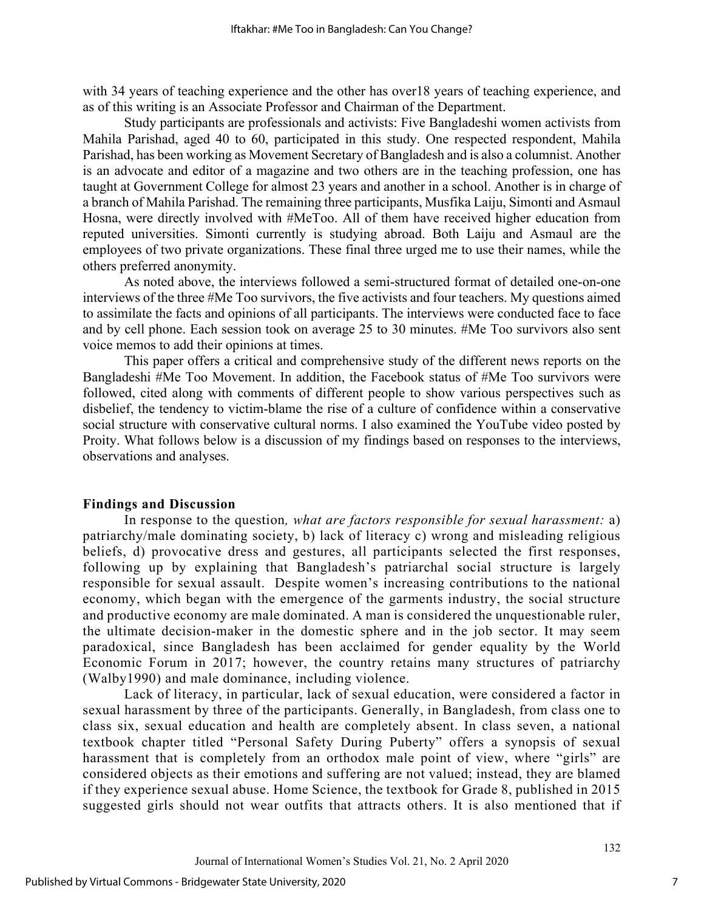with 34 years of teaching experience and the other has over18 years of teaching experience, and as of this writing is an Associate Professor and Chairman of the Department.

Study participants are professionals and activists: Five Bangladeshi women activists from Mahila Parishad, aged 40 to 60, participated in this study. One respected respondent, Mahila Parishad, has been working as Movement Secretary of Bangladesh and is also a columnist. Another is an advocate and editor of a magazine and two others are in the teaching profession, one has taught at Government College for almost 23 years and another in a school. Another is in charge of a branch of Mahila Parishad. The remaining three participants, Musfika Laiju, Simonti and Asmaul Hosna, were directly involved with #MeToo. All of them have received higher education from reputed universities. Simonti currently is studying abroad. Both Laiju and Asmaul are the employees of two private organizations. These final three urged me to use their names, while the others preferred anonymity.

As noted above, the interviews followed a semi-structured format of detailed one-on-one interviews of the three #Me Too survivors, the five activists and four teachers. My questions aimed to assimilate the facts and opinions of all participants. The interviews were conducted face to face and by cell phone. Each session took on average 25 to 30 minutes. #Me Too survivors also sent voice memos to add their opinions at times.

This paper offers a critical and comprehensive study of the different news reports on the Bangladeshi #Me Too Movement. In addition, the Facebook status of #Me Too survivors were followed, cited along with comments of different people to show various perspectives such as disbelief, the tendency to victim-blame the rise of a culture of confidence within a conservative social structure with conservative cultural norms. I also examined the YouTube video posted by Proity. What follows below is a discussion of my findings based on responses to the interviews, observations and analyses.

## Findings and Discussion

In response to the question*, what are factors responsible for sexual harassment:* a) patriarchy/male dominating society, b) lack of literacy c) wrong and misleading religious beliefs, d) provocative dress and gestures, all participants selected the first responses, following up by explaining that Bangladesh's patriarchal social structure is largely responsible for sexual assault. Despite women's increasing contributions to the national economy, which began with the emergence of the garments industry, the social structure and productive economy are male dominated. A man is considered the unquestionable ruler, the ultimate decision-maker in the domestic sphere and in the job sector. It may seem paradoxical, since Bangladesh has been acclaimed for gender equality by the World Economic Forum in 2017; however, the country retains many structures of patriarchy (Walby1990) and male dominance, including violence.

Lack of literacy, in particular, lack of sexual education, were considered a factor in sexual harassment by three of the participants. Generally, in Bangladesh, from class one to class six, sexual education and health are completely absent. In class seven, a national textbook chapter titled "Personal Safety During Puberty" offers a synopsis of sexual harassment that is completely from an orthodox male point of view, where "girls" are considered objects as their emotions and suffering are not valued; instead, they are blamed if they experience sexual abuse. Home Science, the textbook for Grade 8, published in 2015 suggested girls should not wear outfits that attracts others. It is also mentioned that if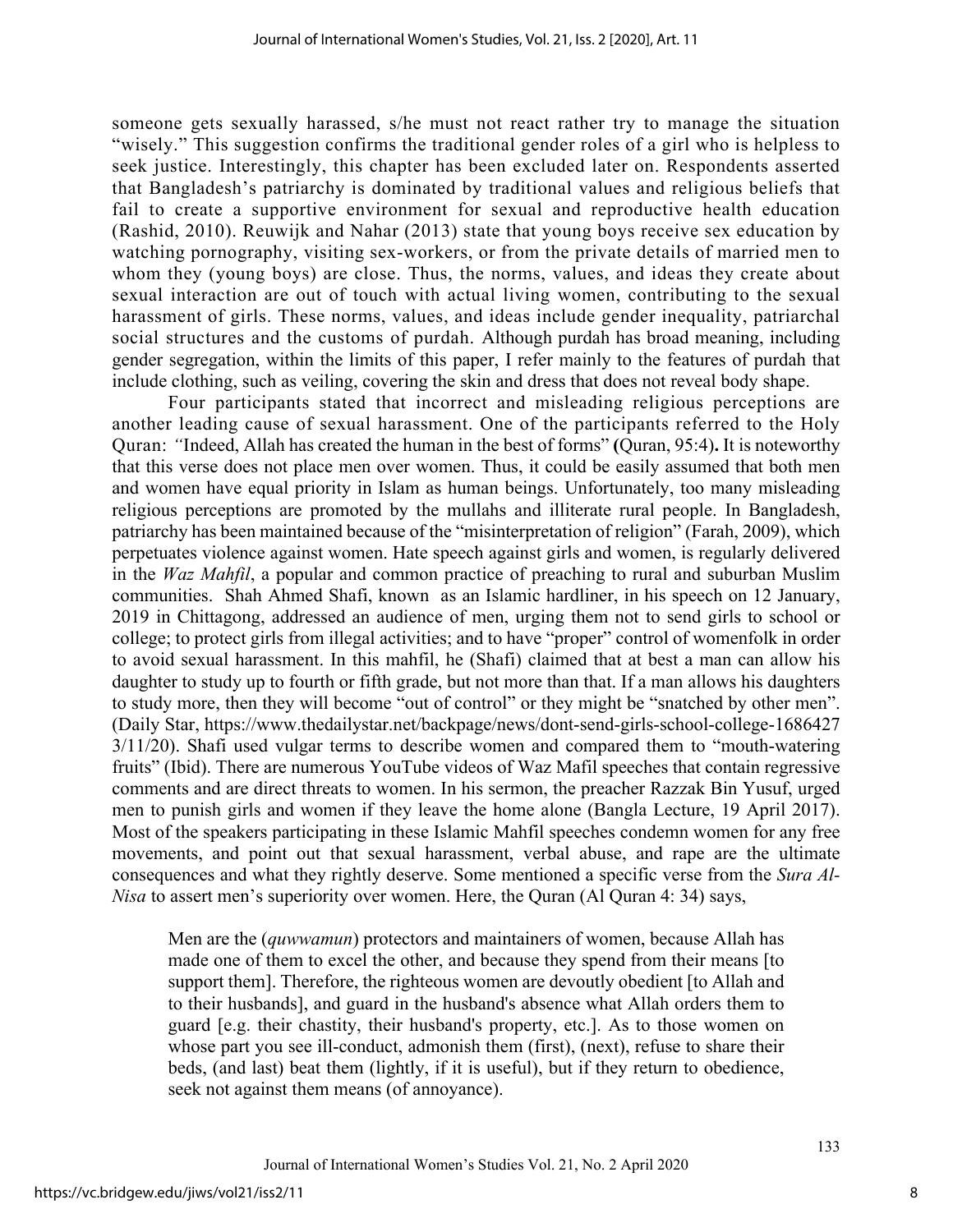someone gets sexually harassed, s/he must not react rather try to manage the situation "wisely." This suggestion confirms the traditional gender roles of a girl who is helpless to seek justice. Interestingly, this chapter has been excluded later on. Respondents asserted that Bangladesh's patriarchy is dominated by traditional values and religious beliefs that fail to create a supportive environment for sexual and reproductive health education (Rashid, 2010). Reuwijk and Nahar (2013) state that young boys receive sex education by watching pornography, visiting sex-workers, or from the private details of married men to whom they (young boys) are close. Thus, the norms, values, and ideas they create about sexual interaction are out of touch with actual living women, contributing to the sexual harassment of girls. These norms, values, and ideas include gender inequality, patriarchal social structures and the customs of purdah. Although purdah has broad meaning, including gender segregation, within the limits of this paper, I refer mainly to the features of purdah that include clothing, such as veiling, covering the skin and dress that does not reveal body shape.

Four participants stated that incorrect and misleading religious perceptions are another leading cause of sexual harassment. One of the participants referred to the Holy Quran: *"*Indeed, Allah has created the human in the best of forms" **(**Quran, 95:4)**.** It is noteworthy that this verse does not place men over women. Thus, it could be easily assumed that both men and women have equal priority in Islam as human beings. Unfortunately, too many misleading religious perceptions are promoted by the mullahs and illiterate rural people. In Bangladesh, patriarchy has been maintained because of the "misinterpretation of religion" (Farah, 2009), which perpetuates violence against women. Hate speech against girls and women, is regularly delivered in the *Waz Mahfil*, a popular and common practice of preaching to rural and suburban Muslim communities. Shah Ahmed Shafi, known as an Islamic hardliner, in his speech on 12 January, 2019 in Chittagong, addressed an audience of men, urging them not to send girls to school or college; to protect girls from illegal activities; and to have "proper" control of womenfolk in order to avoid sexual harassment. In this mahfil, he (Shafi) claimed that at best a man can allow his daughter to study up to fourth or fifth grade, but not more than that. If a man allows his daughters to study more, then they will become "out of control" or they might be "snatched by other men". (Daily Star, https://www.thedailystar.net/backpage/news/dont-send-girls-school-college-1686427 3/11/20). Shafi used vulgar terms to describe women and compared them to "mouth-watering fruits" (Ibid). There are numerous YouTube videos of Waz Mafil speeches that contain regressive comments and are direct threats to women. In his sermon, the preacher Razzak Bin Yusuf, urged men to punish girls and women if they leave the home alone (Bangla Lecture, 19 April 2017). Most of the speakers participating in these Islamic Mahfil speeches condemn women for any free movements, and point out that sexual harassment, verbal abuse, and rape are the ultimate consequences and what they rightly deserve. Some mentioned a specific verse from the *Sura Al-Nisa* to assert men's superiority over women. Here, the Quran (Al Quran 4: 34) says,

> Men are the (*quwwamun*) protectors and maintainers of women, because Allah has made one of them to excel the other, and because they spend from their means [to support them]. Therefore, the righteous women are devoutly obedient [to Allah and to their husbands], and guard in the husband's absence what Allah orders them to guard [e.g. their chastity, their husband's property, etc.]. As to those women on whose part you see ill-conduct, admonish them (first), (next), refuse to share their beds, (and last) beat them (lightly, if it is useful), but if they return to obedience, seek not against them means (of annoyance).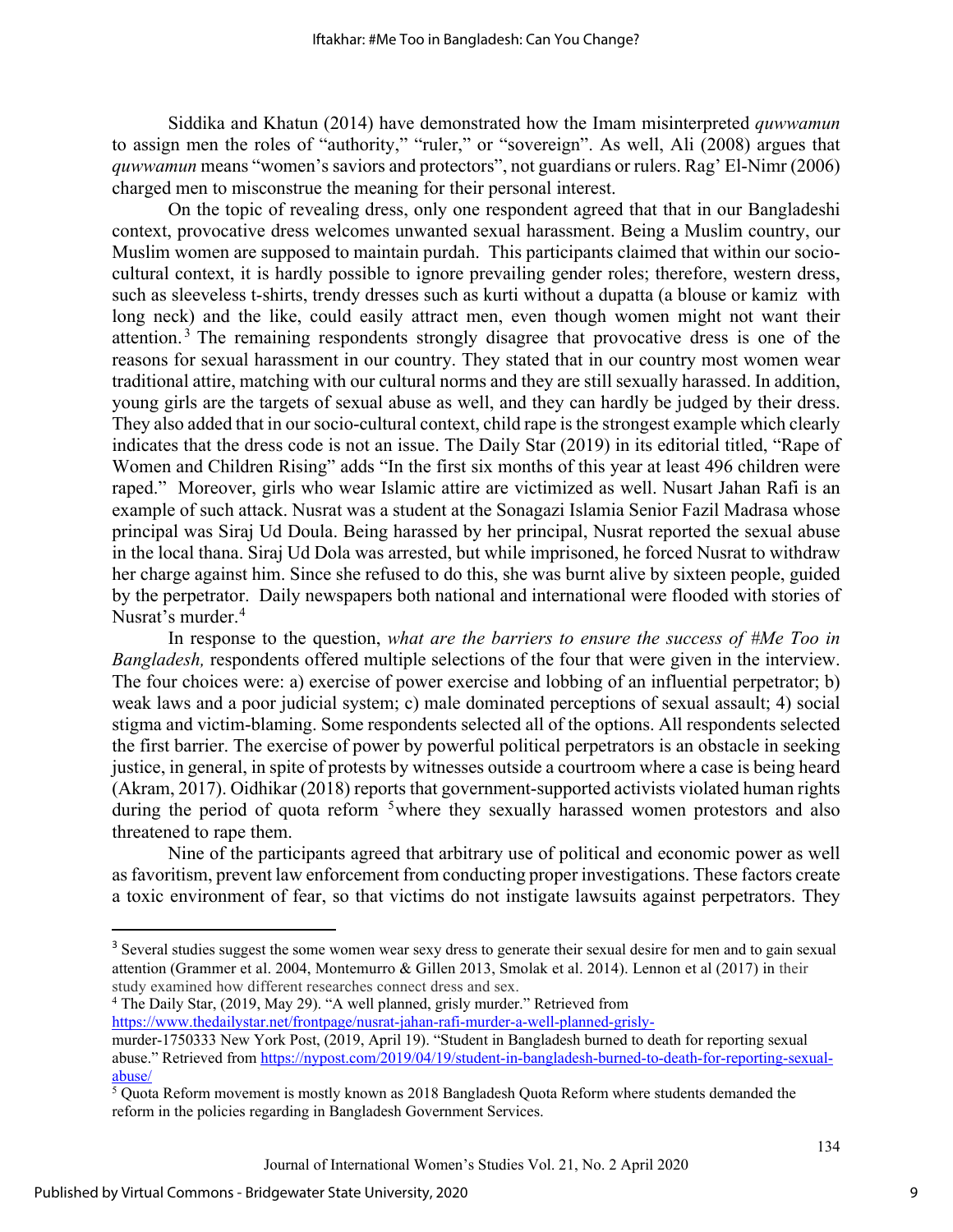Siddika and Khatun (2014) have demonstrated how the Imam misinterpreted *quwwamun* to assign men the roles of "authority," "ruler," or "sovereign". As well, Ali (2008) argues that *quwwamun* means "women's saviors and protectors", not guardians or rulers. Rag' El-Nimr (2006) charged men to misconstrue the meaning for their personal interest.

On the topic of revealing dress, only one respondent agreed that that in our Bangladeshi context, provocative dress welcomes unwanted sexual harassment. Being a Muslim country, our Muslim women are supposed to maintain purdah. This participants claimed that within our socio-cultural context, it is hardly possible to ignore prevailing gender roles; therefore, western dress, such as sleeveless t-shirts, trendy dresses such as kurti without a dupatta (a blouse or kamiz with long neck) and the like, could easily attract men, even though women might not want their attention.[3] The remaining respondents strongly disagree that provocative dress is one of the reasons for sexual harassment in our country. They stated that in our country most women wear traditional attire, matching with our cultural norms and they are still sexually harassed. In addition, young girls are the targets of sexual abuse as well, and they can hardly be judged by their dress. They also added that in our socio-cultural context, child rape is the strongest example which clearly indicates that the dress code is not an issue. The Daily Star (2019) in its editorial titled, "Rape of Women and Children Rising" adds "In the first six months of this year at least 496 children were raped." Moreover, girls who wear Islamic attire are victimized as well. Nusart Jahan Rafi is an example of such attack. Nusrat was a student at the Sonagazi Islamia Senior Fazil Madrasa whose principal was Siraj Ud Doula. Being harassed by her principal, Nusrat reported the sexual abuse in the local thana. Siraj Ud Dola was arrested, but while imprisoned, he forced Nusrat to withdraw her charge against him. Since she refused to do this, she was burnt alive by sixteen people, guided by the perpetrator. Daily newspapers both national and international were flooded with stories of Nusrat's murder.[4]

In response to the question, *what are the barriers to ensure the success of #Me Too in Bangladesh,* respondents offered multiple selections of the four that were given in the interview. The four choices were: a) exercise of power exercise and lobbing of an influential perpetrator; b) weak laws and a poor judicial system; c) male dominated perceptions of sexual assault; 4) social stigma and victim-blaming. Some respondents selected all of the options. All respondents selected the first barrier. The exercise of power by powerful political perpetrators is an obstacle in seeking justice, in general, in spite of protests by witnesses outside a courtroom where a case is being heard (Akram, 2017). Oidhikar (2018) reports that government-supported activists violated human rights during the period of quota reform [5]where they sexually harassed women protestors and also threatened to rape them.

Nine of the participants agreed that arbitrary use of political and economic power as well as favoritism, prevent law enforcement from conducting proper investigations. These factors create a toxic environment of fear, so that victims do not instigate lawsuits against perpetrators. They

---

[3] Several studies suggest the some women wear sexy dress to generate their sexual desire for men and to gain sexual attention (Grammer et al. 2004, Montemurro & Gillen 2013, Smolak et al. 2014). Lennon et al (2017) in their study examined how different researches connect dress and sex.

[4] The Daily Star, (2019, May 29). "A well planned, grisly murder." Retrieved from https://www.thedailystar.net/frontpage/nusrat-jahan-rafi-murder-a-well-planned-grisly-murder-1750333 New York Post, (2019, April 19). "Student in Bangladesh burned to death for reporting sexual abuse." Retrieved from https://nypost.com/2019/04/19/student-in-bangladesh-burned-to-death-for-reporting-sexual-abuse/

[5] Quota Reform movement is mostly known as 2018 Bangladesh Quota Reform where students demanded the reform in the policies regarding in Bangladesh Government Services.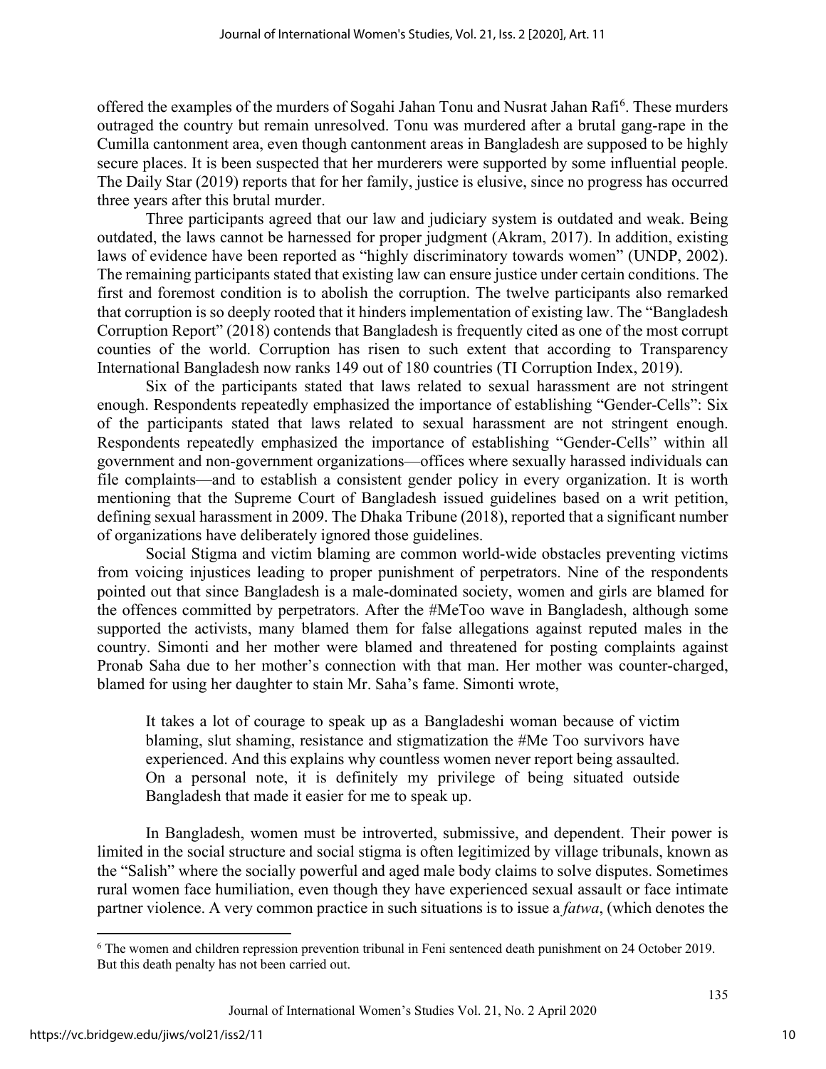offered the examples of the murders of Sogahi Jahan Tonu and Nusrat Jahan Rafi[6]. These murders outraged the country but remain unresolved. Tonu was murdered after a brutal gang-rape in the Cumilla cantonment area, even though cantonment areas in Bangladesh are supposed to be highly secure places. It is been suspected that her murderers were supported by some influential people. The Daily Star (2019) reports that for her family, justice is elusive, since no progress has occurred three years after this brutal murder.

Three participants agreed that our law and judiciary system is outdated and weak. Being outdated, the laws cannot be harnessed for proper judgment (Akram, 2017). In addition, existing laws of evidence have been reported as "highly discriminatory towards women" (UNDP, 2002). The remaining participants stated that existing law can ensure justice under certain conditions. The first and foremost condition is to abolish the corruption. The twelve participants also remarked that corruption is so deeply rooted that it hinders implementation of existing law. The "Bangladesh Corruption Report" (2018) contends that Bangladesh is frequently cited as one of the most corrupt counties of the world. Corruption has risen to such extent that according to Transparency International Bangladesh now ranks 149 out of 180 countries (TI Corruption Index, 2019).

Six of the participants stated that laws related to sexual harassment are not stringent enough. Respondents repeatedly emphasized the importance of establishing "Gender-Cells": Six of the participants stated that laws related to sexual harassment are not stringent enough. Respondents repeatedly emphasized the importance of establishing "Gender-Cells" within all government and non-government organizations—offices where sexually harassed individuals can file complaints—and to establish a consistent gender policy in every organization. It is worth mentioning that the Supreme Court of Bangladesh issued guidelines based on a writ petition, defining sexual harassment in 2009. The Dhaka Tribune (2018), reported that a significant number of organizations have deliberately ignored those guidelines.

Social Stigma and victim blaming are common world-wide obstacles preventing victims from voicing injustices leading to proper punishment of perpetrators. Nine of the respondents pointed out that since Bangladesh is a male-dominated society, women and girls are blamed for the offences committed by perpetrators. After the #MeToo wave in Bangladesh, although some supported the activists, many blamed them for false allegations against reputed males in the country. Simonti and her mother were blamed and threatened for posting complaints against Pronab Saha due to her mother's connection with that man. Her mother was counter-charged, blamed for using her daughter to stain Mr. Saha's fame. Simonti wrote,

> It takes a lot of courage to speak up as a Bangladeshi woman because of victim blaming, slut shaming, resistance and stigmatization the #Me Too survivors have experienced. And this explains why countless women never report being assaulted. On a personal note, it is definitely my privilege of being situated outside Bangladesh that made it easier for me to speak up.

In Bangladesh, women must be introverted, submissive, and dependent. Their power is limited in the social structure and social stigma is often legitimized by village tribunals, known as the "Salish" where the socially powerful and aged male body claims to solve disputes. Sometimes rural women face humiliation, even though they have experienced sexual assault or face intimate partner violence. A very common practice in such situations is to issue a *fatwa*, (which denotes the

[6] The women and children repression prevention tribunal in Feni sentenced death punishment on 24 October 2019. But this death penalty has not been carried out.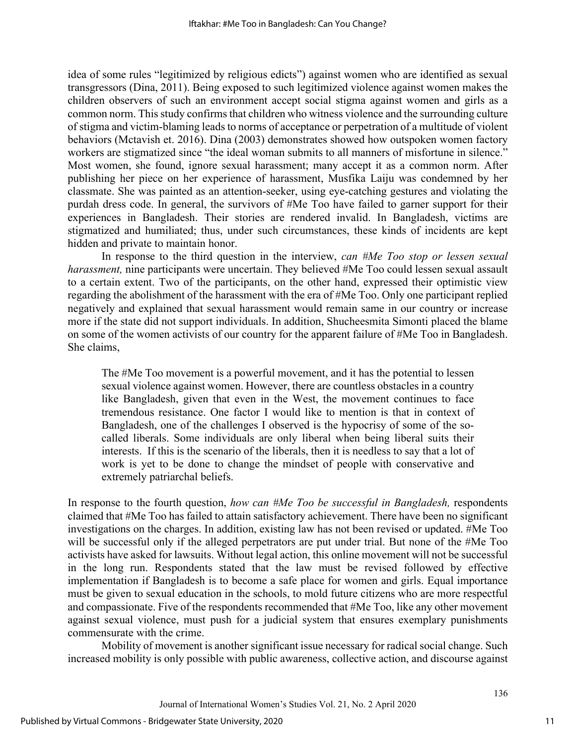idea of some rules "legitimized by religious edicts") against women who are identified as sexual transgressors (Dina, 2011). Being exposed to such legitimized violence against women makes the children observers of such an environment accept social stigma against women and girls as a common norm. This study confirms that children who witness violence and the surrounding culture of stigma and victim-blaming leads to norms of acceptance or perpetration of a multitude of violent behaviors (Mctavish et. 2016). Dina (2003) demonstrates showed how outspoken women factory workers are stigmatized since "the ideal woman submits to all manners of misfortune in silence." Most women, she found, ignore sexual harassment; many accept it as a common norm. After publishing her piece on her experience of harassment, Musfika Laiju was condemned by her classmate. She was painted as an attention-seeker, using eye-catching gestures and violating the purdah dress code. In general, the survivors of #Me Too have failed to garner support for their experiences in Bangladesh. Their stories are rendered invalid. In Bangladesh, victims are stigmatized and humiliated; thus, under such circumstances, these kinds of incidents are kept hidden and private to maintain honor.

In response to the third question in the interview, *can #Me Too stop or lessen sexual harassment,* nine participants were uncertain. They believed #Me Too could lessen sexual assault to a certain extent. Two of the participants, on the other hand, expressed their optimistic view regarding the abolishment of the harassment with the era of #Me Too. Only one participant replied negatively and explained that sexual harassment would remain same in our country or increase more if the state did not support individuals. In addition, Shucheesmita Simonti placed the blame on some of the women activists of our country for the apparent failure of #Me Too in Bangladesh. She claims,

> The #Me Too movement is a powerful movement, and it has the potential to lessen sexual violence against women. However, there are countless obstacles in a country like Bangladesh, given that even in the West, the movement continues to face tremendous resistance. One factor I would like to mention is that in context of Bangladesh, one of the challenges I observed is the hypocrisy of some of the so-called liberals. Some individuals are only liberal when being liberal suits their interests. If this is the scenario of the liberals, then it is needless to say that a lot of work is yet to be done to change the mindset of people with conservative and extremely patriarchal beliefs.

In response to the fourth question, *how can #Me Too be successful in Bangladesh,* respondents claimed that #Me Too has failed to attain satisfactory achievement. There have been no significant investigations on the charges. In addition, existing law has not been revised or updated. #Me Too will be successful only if the alleged perpetrators are put under trial. But none of the #Me Too activists have asked for lawsuits. Without legal action, this online movement will not be successful in the long run. Respondents stated that the law must be revised followed by effective implementation if Bangladesh is to become a safe place for women and girls. Equal importance must be given to sexual education in the schools, to mold future citizens who are more respectful and compassionate. Five of the respondents recommended that #Me Too, like any other movement against sexual violence, must push for a judicial system that ensures exemplary punishments commensurate with the crime.

Mobility of movement is another significant issue necessary for radical social change. Such increased mobility is only possible with public awareness, collective action, and discourse against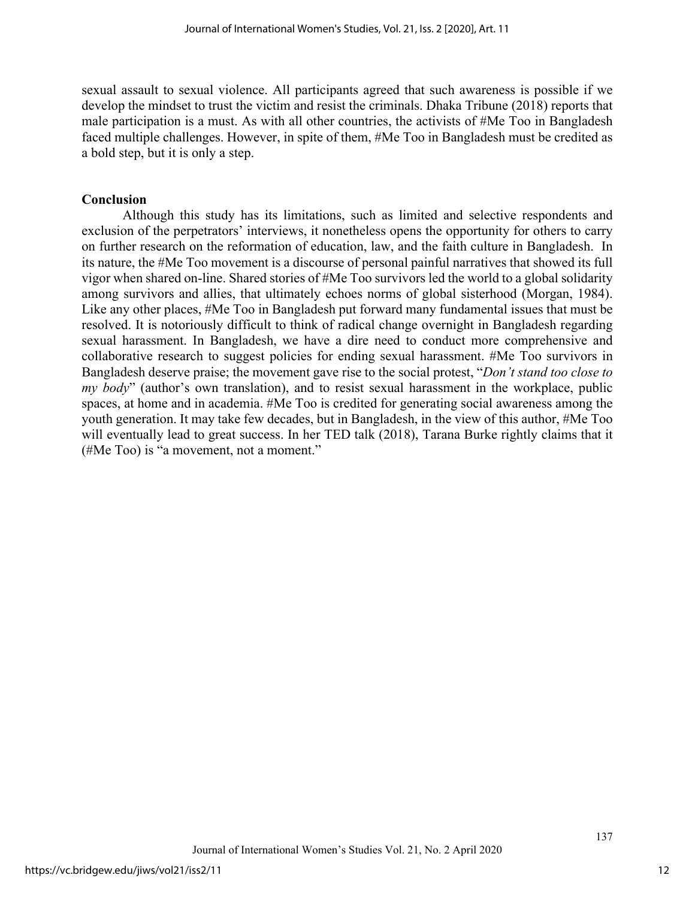sexual assault to sexual violence. All participants agreed that such awareness is possible if we develop the mindset to trust the victim and resist the criminals. Dhaka Tribune (2018) reports that male participation is a must. As with all other countries, the activists of #Me Too in Bangladesh faced multiple challenges. However, in spite of them, #Me Too in Bangladesh must be credited as a bold step, but it is only a step.

## Conclusion

Although this study has its limitations, such as limited and selective respondents and exclusion of the perpetrators' interviews, it nonetheless opens the opportunity for others to carry on further research on the reformation of education, law, and the faith culture in Bangladesh. In its nature, the #Me Too movement is a discourse of personal painful narratives that showed its full vigor when shared on-line. Shared stories of #Me Too survivors led the world to a global solidarity among survivors and allies, that ultimately echoes norms of global sisterhood (Morgan, 1984). Like any other places, #Me Too in Bangladesh put forward many fundamental issues that must be resolved. It is notoriously difficult to think of radical change overnight in Bangladesh regarding sexual harassment. In Bangladesh, we have a dire need to conduct more comprehensive and collaborative research to suggest policies for ending sexual harassment. #Me Too survivors in Bangladesh deserve praise; the movement gave rise to the social protest, "*Don't stand too close to my body*" (author's own translation), and to resist sexual harassment in the workplace, public spaces, at home and in academia. #Me Too is credited for generating social awareness among the youth generation. It may take few decades, but in Bangladesh, in the view of this author, #Me Too will eventually lead to great success. In her TED talk (2018), Tarana Burke rightly claims that it (#Me Too) is "a movement, not a moment."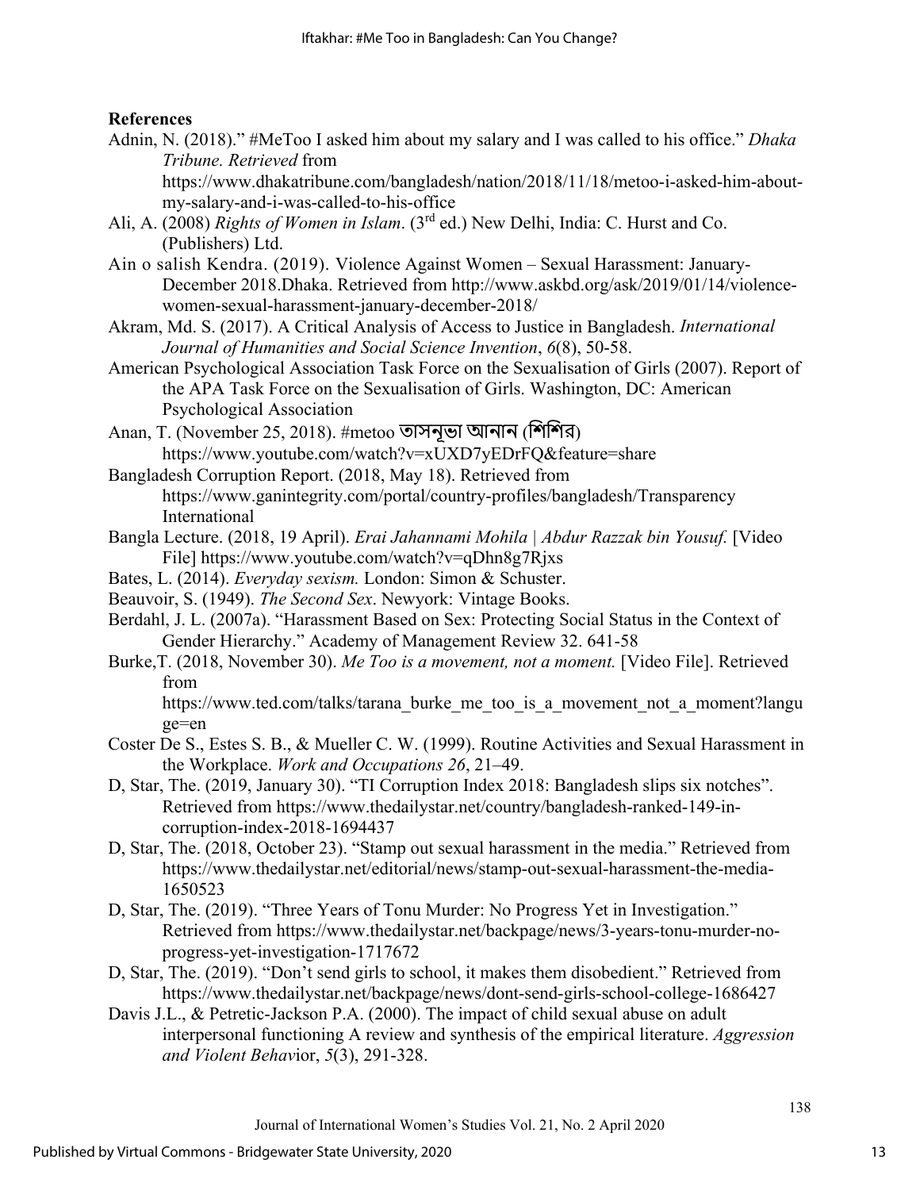**References**

Adnin, N. (2018)." #MeToo I asked him about my salary and I was called to his office." *Dhaka Tribune. Retrieved* from https://www.dhakatribune.com/bangladesh/nation/2018/11/18/metoo-i-asked-him-about-my-salary-and-i-was-called-to-his-office

Ali, A. (2008) *Rights of Women in Islam*. (3rd ed.) New Delhi, India: C. Hurst and Co. (Publishers) Ltd.

Ain o salish Kendra. (2019). Violence Against Women – Sexual Harassment: January-December 2018.Dhaka. Retrieved from http://www.askbd.org/ask/2019/01/14/violence-women-sexual-harassment-january-december-2018/

Akram, Md. S. (2017). A Critical Analysis of Access to Justice in Bangladesh. *International Journal of Humanities and Social Science Invention*, *6*(8), 50-58.

American Psychological Association Task Force on the Sexualisation of Girls (2007). Report of the APA Task Force on the Sexualisation of Girls. Washington, DC: American Psychological Association

Anan, T. (November 25, 2018). #metoo তাসনূভা আনান (শিশির) https://www.youtube.com/watch?v=xUXD7yEDrFQ&feature=share

Bangladesh Corruption Report. (2018, May 18). Retrieved from https://www.ganintegrity.com/portal/country-profiles/bangladesh/Transparency International

Bangla Lecture. (2018, 19 April). *Erai Jahannami Mohila | Abdur Razzak bin Yousuf.* [Video File] https://www.youtube.com/watch?v=qDhn8g7Rjxs

Bates, L. (2014). *Everyday sexism.* London: Simon & Schuster.

Beauvoir, S. (1949). *The Second Sex*. Newyork: Vintage Books.

Berdahl, J. L. (2007a). "Harassment Based on Sex: Protecting Social Status in the Context of Gender Hierarchy." Academy of Management Review 32. 641-58

Burke,T. (2018, November 30). *Me Too is a movement, not a moment.* [Video File]. Retrieved from https://www.ted.com/talks/tarana_burke_me_too_is_a_movement_not_a_moment?language=en

Coster De S., Estes S. B., & Mueller C. W. (1999). Routine Activities and Sexual Harassment in the Workplace. *Work and Occupations 26*, 21–49.

D, Star, The. (2019, January 30). "TI Corruption Index 2018: Bangladesh slips six notches". Retrieved from https://www.thedailystar.net/country/bangladesh-ranked-149-in-corruption-index-2018-1694437

D, Star, The. (2018, October 23). "Stamp out sexual harassment in the media." Retrieved from https://www.thedailystar.net/editorial/news/stamp-out-sexual-harassment-the-media-1650523

D, Star, The. (2019). "Three Years of Tonu Murder: No Progress Yet in Investigation." Retrieved from https://www.thedailystar.net/backpage/news/3-years-tonu-murder-no-progress-yet-investigation-1717672

D, Star, The. (2019). "Don't send girls to school, it makes them disobedient." Retrieved from https://www.thedailystar.net/backpage/news/dont-send-girls-school-college-1686427

Davis J.L., & Petretic-Jackson P.A. (2000). The impact of child sexual abuse on adult interpersonal functioning A review and synthesis of the empirical literature. *Aggression and Violent Behavi*or, *5*(3), 291-328.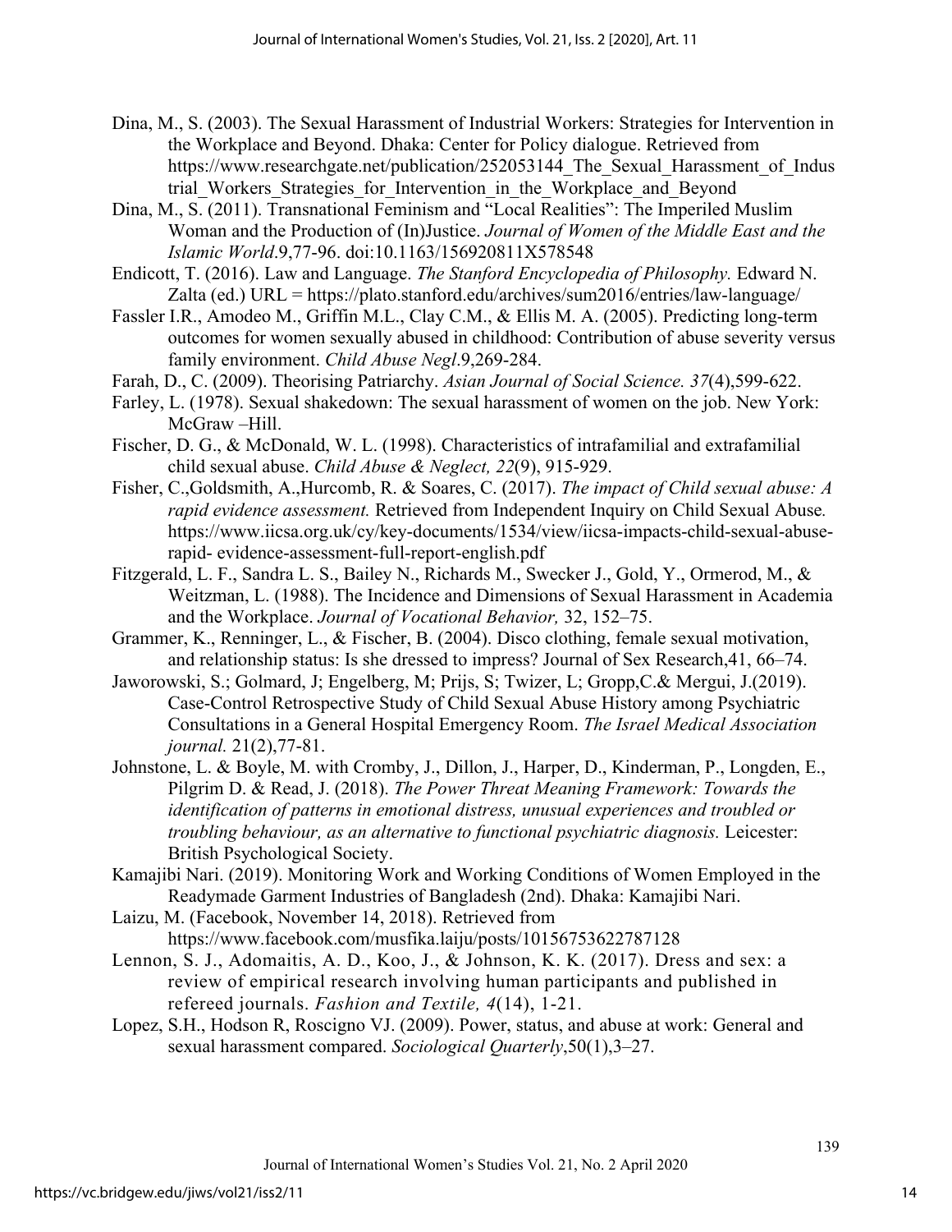Dina, M., S. (2003). The Sexual Harassment of Industrial Workers: Strategies for Intervention in the Workplace and Beyond. Dhaka: Center for Policy dialogue. Retrieved from https://www.researchgate.net/publication/252053144_The_Sexual_Harassment_of_Industrial_Workers_Strategies_for_Intervention_in_the_Workplace_and_Beyond

Dina, M., S. (2011). Transnational Feminism and "Local Realities": The Imperiled Muslim Woman and the Production of (In)Justice. *Journal of Women of the Middle East and the Islamic World*.9,77-96. doi:10.1163/156920811X578548

Endicott, T. (2016). Law and Language. *The Stanford Encyclopedia of Philosophy.* Edward N. Zalta (ed.) URL = https://plato.stanford.edu/archives/sum2016/entries/law-language/

Fassler I.R., Amodeo M., Griffin M.L., Clay C.M., & Ellis M. A. (2005). Predicting long-term outcomes for women sexually abused in childhood: Contribution of abuse severity versus family environment. *Child Abuse Negl*.9,269-284.

Farah, D., C. (2009). Theorising Patriarchy. *Asian Journal of Social Science. 37*(4),599-622.

Farley, L. (1978). Sexual shakedown: The sexual harassment of women on the job. New York: McGraw –Hill.

Fischer, D. G., & McDonald, W. L. (1998). Characteristics of intrafamilial and extrafamilial child sexual abuse. *Child Abuse & Neglect, 22*(9), 915-929.

Fisher, C.,Goldsmith, A.,Hurcomb, R. & Soares, C. (2017). *The impact of Child sexual abuse: A rapid evidence assessment.* Retrieved from Independent Inquiry on Child Sexual Abuse*.* https://www.iicsa.org.uk/cy/key-documents/1534/view/iicsa-impacts-child-sexual-abuse-rapid- evidence-assessment-full-report-english.pdf

Fitzgerald, L. F., Sandra L. S., Bailey N., Richards M., Swecker J., Gold, Y., Ormerod, M., & Weitzman, L. (1988). The Incidence and Dimensions of Sexual Harassment in Academia and the Workplace. *Journal of Vocational Behavior,* 32, 152–75.

Grammer, K., Renninger, L., & Fischer, B. (2004). Disco clothing, female sexual motivation, and relationship status: Is she dressed to impress? Journal of Sex Research,41, 66–74.

Jaworowski, S.; Golmard, J; Engelberg, M; Prijs, S; Twizer, L; Gropp,C.& Mergui, J.(2019). Case-Control Retrospective Study of Child Sexual Abuse History among Psychiatric Consultations in a General Hospital Emergency Room. *The Israel Medical Association journal.* 21(2),77-81.

Johnstone, L. & Boyle, M. with Cromby, J., Dillon, J., Harper, D., Kinderman, P., Longden, E., Pilgrim D. & Read, J. (2018). *The Power Threat Meaning Framework: Towards the identification of patterns in emotional distress, unusual experiences and troubled or troubling behaviour, as an alternative to functional psychiatric diagnosis.* Leicester: British Psychological Society.

Kamajibi Nari. (2019). Monitoring Work and Working Conditions of Women Employed in the Readymade Garment Industries of Bangladesh (2nd). Dhaka: Kamajibi Nari.

Laizu, M. (Facebook, November 14, 2018). Retrieved from https://www.facebook.com/musfika.laiju/posts/10156753622787128

Lennon, S. J., Adomaitis, A. D., Koo, J., & Johnson, K. K. (2017). Dress and sex: a review of empirical research involving human participants and published in refereed journals. *Fashion and Textile, 4*(14), 1-21.

Lopez, S.H., Hodson R, Roscigno VJ. (2009). Power, status, and abuse at work: General and sexual harassment compared. *Sociological Quarterly*,50(1),3–27.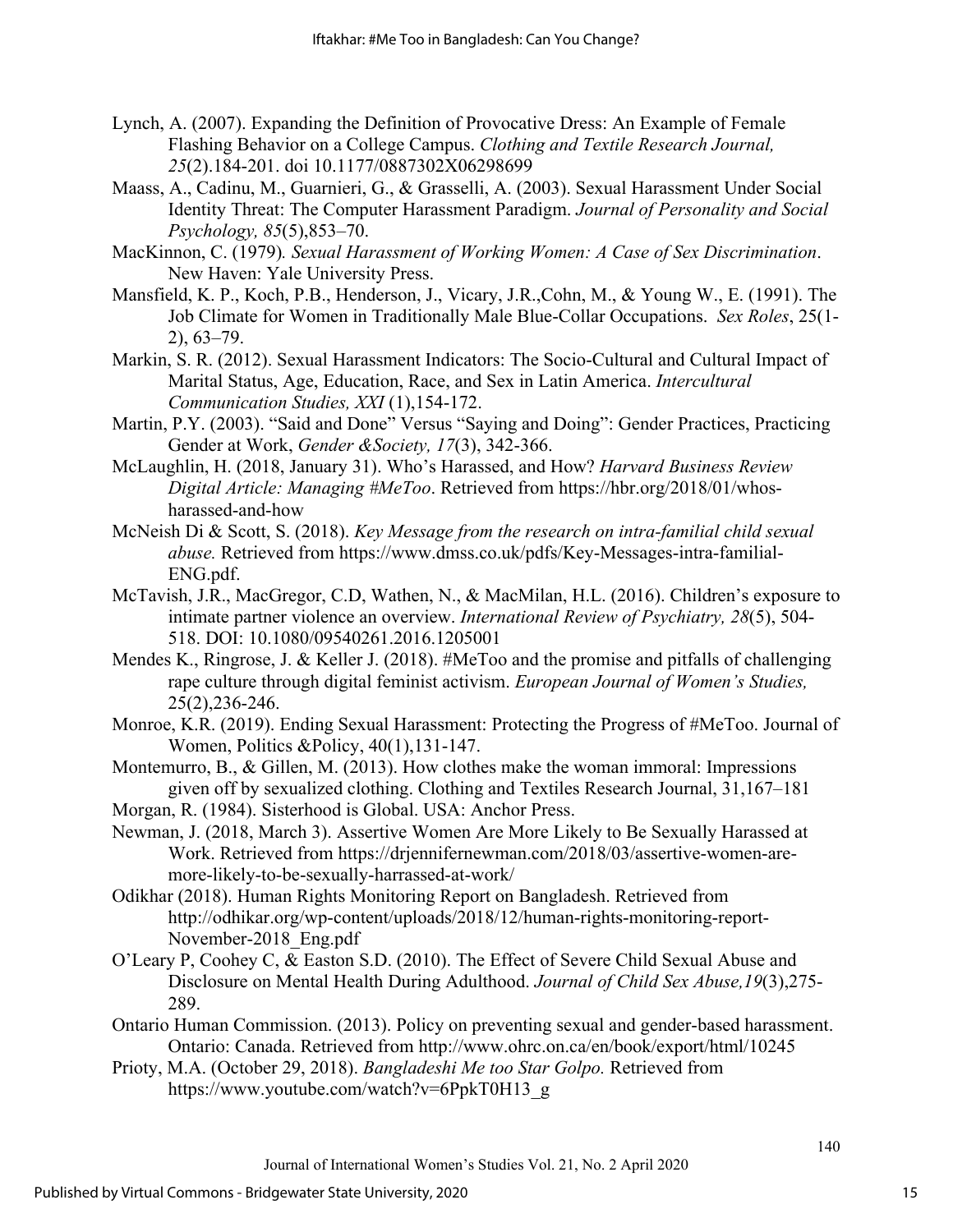Lynch, A. (2007). Expanding the Definition of Provocative Dress: An Example of Female Flashing Behavior on a College Campus. *Clothing and Textile Research Journal, 25*(2).184-201. doi 10.1177/0887302X06298699

Maass, A., Cadinu, M., Guarnieri, G., & Grasselli, A. (2003). Sexual Harassment Under Social Identity Threat: The Computer Harassment Paradigm. *Journal of Personality and Social Psychology, 85*(5),853–70.

MacKinnon, C. (1979)*. Sexual Harassment of Working Women: A Case of Sex Discrimination*. New Haven: Yale University Press.

Mansfield, K. P., Koch, P.B., Henderson, J., Vicary, J.R.,Cohn, M., & Young W., E. (1991). The Job Climate for Women in Traditionally Male Blue-Collar Occupations. *Sex Roles*, 25(1-2), 63–79.

Markin, S. R. (2012). Sexual Harassment Indicators: The Socio-Cultural and Cultural Impact of Marital Status, Age, Education, Race, and Sex in Latin America. *Intercultural Communication Studies, XXI* (1),154-172.

Martin, P.Y. (2003). "Said and Done" Versus "Saying and Doing": Gender Practices, Practicing Gender at Work, *Gender &Society, 17*(3), 342-366.

McLaughlin, H. (2018, January 31). Who's Harassed, and How? *Harvard Business Review Digital Article: Managing #MeToo*. Retrieved from https://hbr.org/2018/01/whos-harassed-and-how

McNeish Di & Scott, S. (2018). *Key Message from the research on intra-familial child sexual abuse.* Retrieved from https://www.dmss.co.uk/pdfs/Key-Messages-intra-familial-ENG.pdf.

McTavish, J.R., MacGregor, C.D, Wathen, N., & MacMilan, H.L. (2016). Children's exposure to intimate partner violence an overview. *International Review of Psychiatry, 28*(5), 504-518. DOI: 10.1080/09540261.2016.1205001

Mendes K., Ringrose, J. & Keller J. (2018). #MeToo and the promise and pitfalls of challenging rape culture through digital feminist activism. *European Journal of Women's Studies,* 25(2),236-246.

Monroe, K.R. (2019). Ending Sexual Harassment: Protecting the Progress of #MeToo. Journal of Women, Politics &Policy, 40(1),131-147.

Montemurro, B., & Gillen, M. (2013). How clothes make the woman immoral: Impressions given off by sexualized clothing. Clothing and Textiles Research Journal, 31,167–181

Morgan, R. (1984). Sisterhood is Global. USA: Anchor Press.

Newman, J. (2018, March 3). Assertive Women Are More Likely to Be Sexually Harassed at Work. Retrieved from https://drjennifernewman.com/2018/03/assertive-women-are-more-likely-to-be-sexually-harrassed-at-work/

Odikhar (2018). Human Rights Monitoring Report on Bangladesh. Retrieved from http://odhikar.org/wp-content/uploads/2018/12/human-rights-monitoring-report-November-2018_Eng.pdf

O'Leary P, Coohey C, & Easton S.D. (2010). The Effect of Severe Child Sexual Abuse and Disclosure on Mental Health During Adulthood. *Journal of Child Sex Abuse,19*(3),275-289.

Ontario Human Commission. (2013). Policy on preventing sexual and gender-based harassment. Ontario: Canada. Retrieved from http://www.ohrc.on.ca/en/book/export/html/10245

Prioty, M.A. (October 29, 2018). *Bangladeshi Me too Star Golpo.* Retrieved from https://www.youtube.com/watch?v=6PpkT0H13_g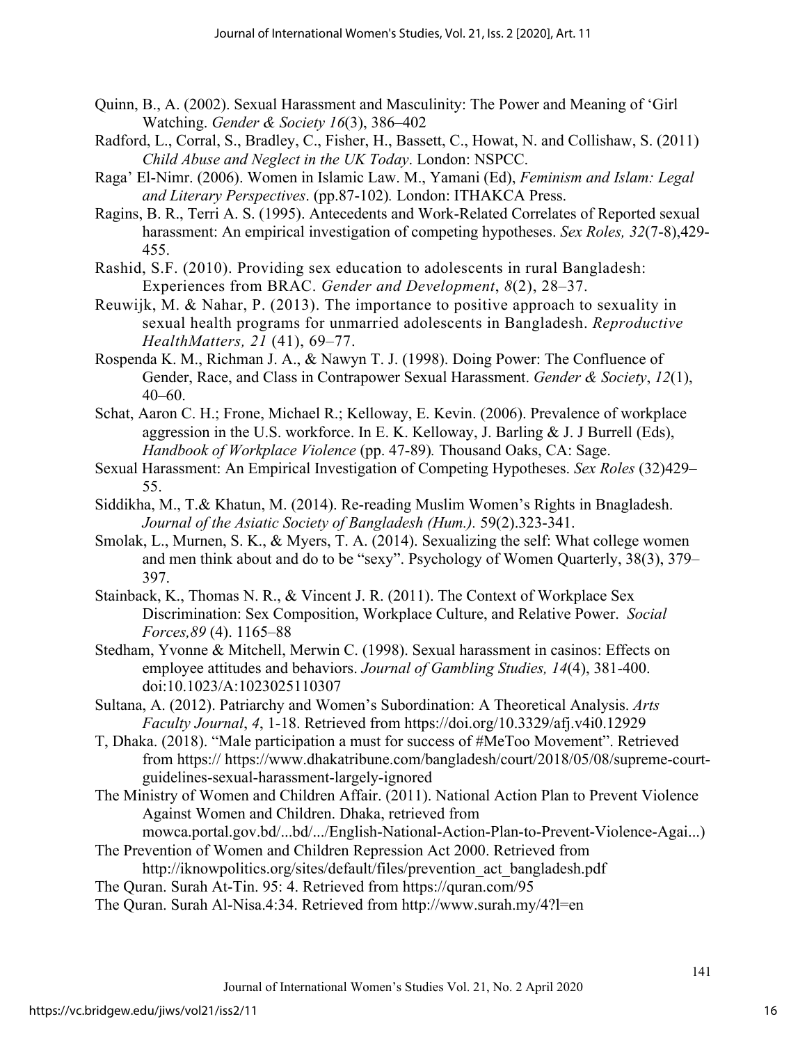Quinn, B., A. (2002). Sexual Harassment and Masculinity: The Power and Meaning of 'Girl Watching. *Gender & Society 16*(3), 386–402

Radford, L., Corral, S., Bradley, C., Fisher, H., Bassett, C., Howat, N. and Collishaw, S. (2011) *Child Abuse and Neglect in the UK Today*. London: NSPCC.

Raga' El-Nimr. (2006). Women in Islamic Law. M., Yamani (Ed), *Feminism and Islam: Legal and Literary Perspectives*. (pp.87-102). London: ITHAKCA Press.

Ragins, B. R., Terri A. S. (1995). Antecedents and Work-Related Correlates of Reported sexual harassment: An empirical investigation of competing hypotheses. *Sex Roles, 32*(7-8),429-455.

Rashid, S.F. (2010). Providing sex education to adolescents in rural Bangladesh: Experiences from BRAC. *Gender and Development*, *8*(2), 28–37.

Reuwijk, M. & Nahar, P. (2013). The importance to positive approach to sexuality in sexual health programs for unmarried adolescents in Bangladesh. *Reproductive HealthMatters, 21* (41), 69–77.

Rospenda K. M., Richman J. A., & Nawyn T. J. (1998). Doing Power: The Confluence of Gender, Race, and Class in Contrapower Sexual Harassment. *Gender & Society*, *12*(1), 40–60.

Schat, Aaron C. H.; Frone, Michael R.; Kelloway, E. Kevin. (2006). Prevalence of workplace aggression in the U.S. workforce. In E. K. Kelloway, J. Barling & J. J Burrell (Eds), *Handbook of Workplace Violence* (pp. 47-89). Thousand Oaks, CA: Sage.

Sexual Harassment: An Empirical Investigation of Competing Hypotheses. *Sex Roles* (32)429–55.

Siddikha, M., T.& Khatun, M. (2014). Re-reading Muslim Women's Rights in Bnagladesh. *Journal of the Asiatic Society of Bangladesh (Hum.).* 59(2).323-341.

Smolak, L., Murnen, S. K., & Myers, T. A. (2014). Sexualizing the self: What college women and men think about and do to be "sexy". Psychology of Women Quarterly, 38(3), 379–397.

Stainback, K., Thomas N. R., & Vincent J. R. (2011). The Context of Workplace Sex Discrimination: Sex Composition, Workplace Culture, and Relative Power. *Social Forces,89* (4). 1165–88

Stedham, Yvonne & Mitchell, Merwin C. (1998). Sexual harassment in casinos: Effects on employee attitudes and behaviors. *Journal of Gambling Studies, 14*(4), 381-400. doi:10.1023/A:1023025110307

Sultana, A. (2012). Patriarchy and Women's Subordination: A Theoretical Analysis. *Arts Faculty Journal*, *4*, 1-18. Retrieved from https://doi.org/10.3329/afj.v4i0.12929

T, Dhaka. (2018). "Male participation a must for success of #MeToo Movement". Retrieved from https:// https://www.dhakatribune.com/bangladesh/court/2018/05/08/supreme-court-guidelines-sexual-harassment-largely-ignored

The Ministry of Women and Children Affair. (2011). National Action Plan to Prevent Violence Against Women and Children. Dhaka, retrieved from mowca.portal.gov.bd/...bd/.../English-National-Action-Plan-to-Prevent-Violence-Agai...)

The Prevention of Women and Children Repression Act 2000. Retrieved from http://iknowpolitics.org/sites/default/files/prevention_act_bangladesh.pdf

The Quran. Surah At-Tin. 95: 4. Retrieved from https://quran.com/95

The Quran. Surah Al-Nisa.4:34. Retrieved from http://www.surah.my/4?l=en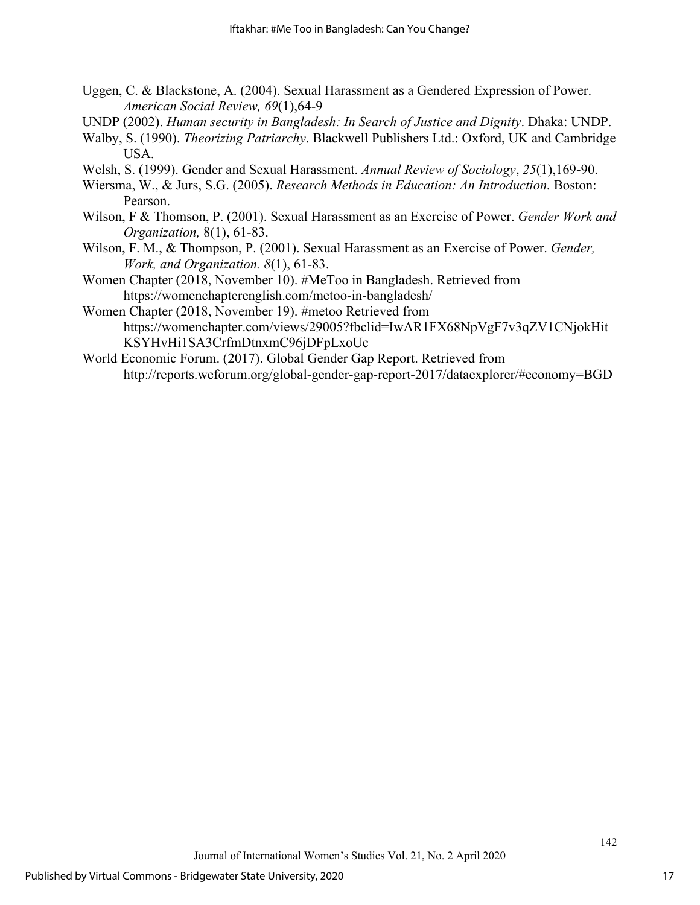Uggen, C. & Blackstone, A. (2004). Sexual Harassment as a Gendered Expression of Power. *American Social Review, 69*(1),64-9

UNDP (2002). *Human security in Bangladesh: In Search of Justice and Dignity*. Dhaka: UNDP.

Walby, S. (1990). *Theorizing Patriarchy*. Blackwell Publishers Ltd.: Oxford, UK and Cambridge USA.

Welsh, S. (1999). Gender and Sexual Harassment. *Annual Review of Sociology*, *25*(1),169-90.

Wiersma, W., & Jurs, S.G. (2005). *Research Methods in Education: An Introduction.* Boston: Pearson.

Wilson, F & Thomson, P. (2001). Sexual Harassment as an Exercise of Power. *Gender Work and Organization,* 8(1), 61-83.

Wilson, F. M., & Thompson, P. (2001). Sexual Harassment as an Exercise of Power. *Gender, Work, and Organization. 8*(1), 61-83.

Women Chapter (2018, November 10). #MeToo in Bangladesh. Retrieved from https://womenchapterenglish.com/metoo-in-bangladesh/

Women Chapter (2018, November 19). #metoo Retrieved from https://womenchapter.com/views/29005?fbclid=IwAR1FX68NpVgF7v3qZV1CNjokHitKSYHvHi1SA3CrfmDtnxmC96jDFpLxoUc

World Economic Forum. (2017). Global Gender Gap Report. Retrieved from http://reports.weforum.org/global-gender-gap-report-2017/dataexplorer/#economy=BGD